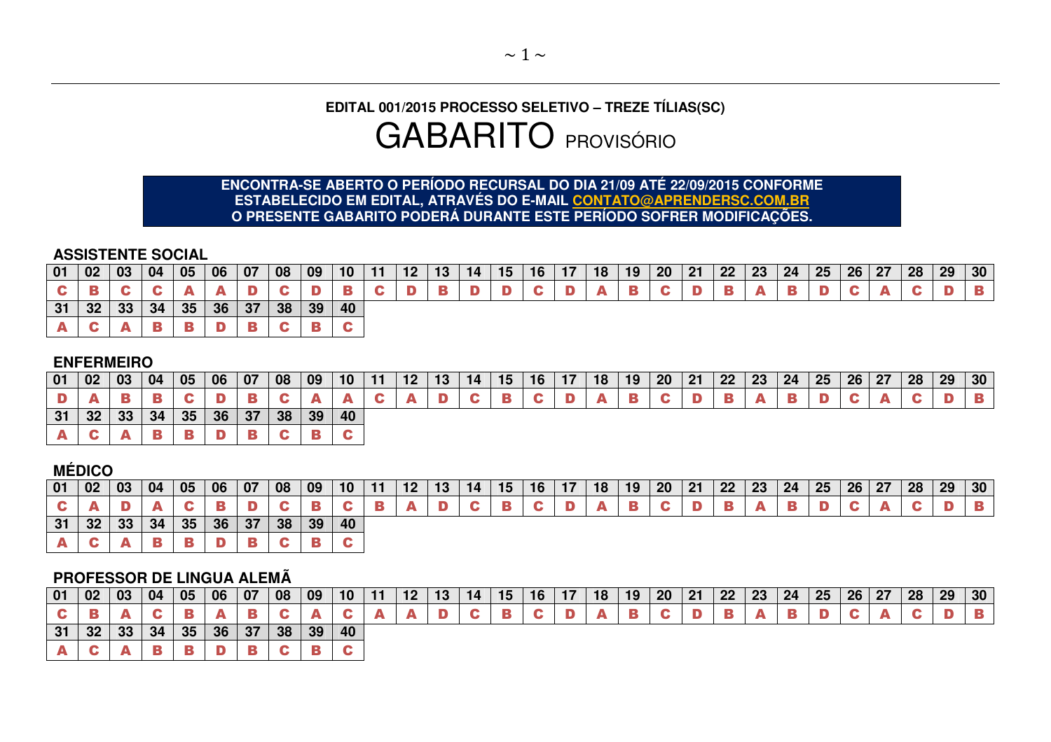**EDITAL 001/2015 PROCESSO SELETIVO – TREZE TÍLIAS(SC)**

# GABARITO PROVISÓRIO

**ENCONTRA-SE ABERTO O PERÍODO RECURSAL DO DIA 21/09 ATÉ 22/09/2015 CONFORME ESTABELECIDO EM EDITAL, ATRAVÉS DO E-MAIL CONTATO@APRENDERSC.COM.BR O PRESENTE GABARITO PODERÁ DURANTE ESTE PERÍODO SOFRER MODIFICAÇÕES.**

## ASSISTENTE SOCIAL

| 01 | 02 | 03 | 04 | 05 | 06 | 07 | 08 | 09 | 10 | 11 | 12 | 13 | 14 | 15 | 16 | 17 | 18 | 19 | 20 | 21 | 22 | 23 | 24 | 25 | 26 | 27 | 28 | 29 | 30 |
|---|---|---|---|---|---|---|---|---|---|---|---|---|---|---|---|---|---|---|---|---|---|---|---|---|---|---|---|---|---|
| C | B | C | C | A | A | D | C | D | B | C | D | B | D | D | C | D | A | B | C | D | B | A | B | D | C | A | C | D | B |

| 31 | 32 | 33 | 34 | 35 | 36 | 37 | 38 | 39 | 40 |
|---|---|---|---|---|---|---|---|---|---|
| A | C | A | B | B | D | B | C | B | C |

## ENFERMEIRO

| 01 | 02 | 03 | 04 | 05 | 06 | 07 | 08 | 09 | 10 | 11 | 12 | 13 | 14 | 15 | 16 | 17 | 18 | 19 | 20 | 21 | 22 | 23 | 24 | 25 | 26 | 27 | 28 | 29 | 30 |
|---|---|---|---|---|---|---|---|---|---|---|---|---|---|---|---|---|---|---|---|---|---|---|---|---|---|---|---|---|---|
| D | A | B | B | C | D | B | C | A | A | C | A | D | C | B | C | D | A | B | C | D | B | A | B | D | C | A | C | D | B |

| 31 | 32 | 33 | 34 | 35 | 36 | 37 | 38 | 39 | 40 |
|---|---|---|---|---|---|---|---|---|---|
| A | C | A | B | B | D | B | C | B | C |

## MÉDICO

| 01 | 02 | 03 | 04 | 05 | 06 | 07 | 08 | 09 | 10 | 11 | 12 | 13 | 14 | 15 | 16 | 17 | 18 | 19 | 20 | 21 | 22 | 23 | 24 | 25 | 26 | 27 | 28 | 29 | 30 |
|---|---|---|---|---|---|---|---|---|---|---|---|---|---|---|---|---|---|---|---|---|---|---|---|---|---|---|---|---|---|
| C | A | D | A | C | B | D | C | B | C | B | A | D | C | B | C | D | A | B | C | D | B | A | B | D | C | A | C | D | B |

| 31 | 32 | 33 | 34 | 35 | 36 | 37 | 38 | 39 | 40 |
|---|---|---|---|---|---|---|---|---|---|
| A | C | A | B | B | D | B | C | B | C |

## PROFESSOR DE LINGUA ALEMÃ

| 01 | 02 | 03 | 04 | 05 | 06 | 07 | 08 | 09 | 10 | 11 | 12 | 13 | 14 | 15 | 16 | 17 | 18 | 19 | 20 | 21 | 22 | 23 | 24 | 25 | 26 | 27 | 28 | 29 | 30 |
|---|---|---|---|---|---|---|---|---|---|---|---|---|---|---|---|---|---|---|---|---|---|---|---|---|---|---|---|---|---|
| C | B | A | C | B | A | B | C | A | C | A | A | D | C | B | C | D | A | B | C | D | B | A | B | D | C | A | C | D | B |

| 31 | 32 | 33 | 34 | 35 | 36 | 37 | 38 | 39 | 40 |
|---|---|---|---|---|---|---|---|---|---|
| A | C | A | B | B | D | B | C | B | C |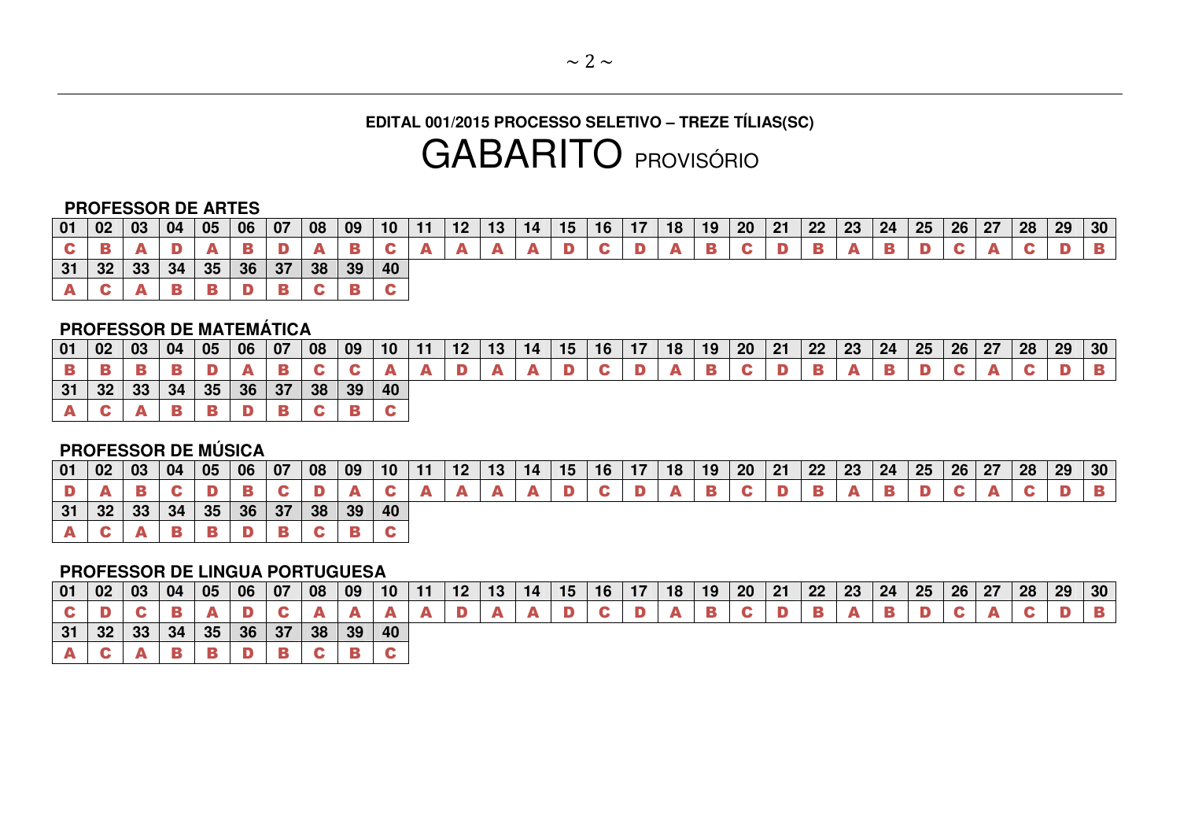**EDITAL 001/2015 PROCESSO SELETIVO – TREZE TÍLIAS(SC)**

# GABARITO PROVISÓRIO

### PROFESSOR DE ARTES

| 01 | 02 | 03 | 04 | 05 | 06 | 07 | 08 | 09 | 10 | 11 | 12 | 13 | 14 | 15 | 16 | 17 | 18 | 19 | 20 | 21 | 22 | 23 | 24 | 25 | 26 | 27 | 28 | 29 | 30 |
|---|---|---|---|---|---|---|---|---|---|---|---|---|---|---|---|---|---|---|---|---|---|---|---|---|---|---|---|---|---|
| C | B | A | D | A | B | D | A | B | C | A | A | A | A | D | C | D | A | B | C | D | B | A | B | D | C | A | C | D | B |

| 31 | 32 | 33 | 34 | 35 | 36 | 37 | 38 | 39 | 40 |
|---|---|---|---|---|---|---|---|---|---|
| A | C | A | B | B | D | B | C | B | C |

### PROFESSOR DE MATEMÁTICA

| 01 | 02 | 03 | 04 | 05 | 06 | 07 | 08 | 09 | 10 | 11 | 12 | 13 | 14 | 15 | 16 | 17 | 18 | 19 | 20 | 21 | 22 | 23 | 24 | 25 | 26 | 27 | 28 | 29 | 30 |
|---|---|---|---|---|---|---|---|---|---|---|---|---|---|---|---|---|---|---|---|---|---|---|---|---|---|---|---|---|---|
| B | B | B | B | D | A | B | C | C | A | A | D | A | A | D | C | D | A | B | C | D | B | A | B | D | C | A | C | D | B |

| 31 | 32 | 33 | 34 | 35 | 36 | 37 | 38 | 39 | 40 |
|---|---|---|---|---|---|---|---|---|---|
| A | C | A | B | B | D | B | C | B | C |

### PROFESSOR DE MÚSICA

| 01 | 02 | 03 | 04 | 05 | 06 | 07 | 08 | 09 | 10 | 11 | 12 | 13 | 14 | 15 | 16 | 17 | 18 | 19 | 20 | 21 | 22 | 23 | 24 | 25 | 26 | 27 | 28 | 29 | 30 |
|---|---|---|---|---|---|---|---|---|---|---|---|---|---|---|---|---|---|---|---|---|---|---|---|---|---|---|---|---|---|
| D | A | B | C | D | B | C | D | A | C | A | A | A | A | D | C | D | A | B | C | D | B | A | B | D | C | A | C | D | B |

| 31 | 32 | 33 | 34 | 35 | 36 | 37 | 38 | 39 | 40 |
|---|---|---|---|---|---|---|---|---|---|
| A | C | A | B | B | D | B | C | B | C |

### PROFESSOR DE LINGUA PORTUGUESA

| 01 | 02 | 03 | 04 | 05 | 06 | 07 | 08 | 09 | 10 | 11 | 12 | 13 | 14 | 15 | 16 | 17 | 18 | 19 | 20 | 21 | 22 | 23 | 24 | 25 | 26 | 27 | 28 | 29 | 30 |
|---|---|---|---|---|---|---|---|---|---|---|---|---|---|---|---|---|---|---|---|---|---|---|---|---|---|---|---|---|---|
| C | D | C | B | A | D | C | A | A | A | A | D | A | A | D | C | D | A | B | C | D | B | A | B | D | C | A | C | D | B |

| 31 | 32 | 33 | 34 | 35 | 36 | 37 | 38 | 39 | 40 |
|---|---|---|---|---|---|---|---|---|---|
| A | C | A | B | B | D | B | C | B | C |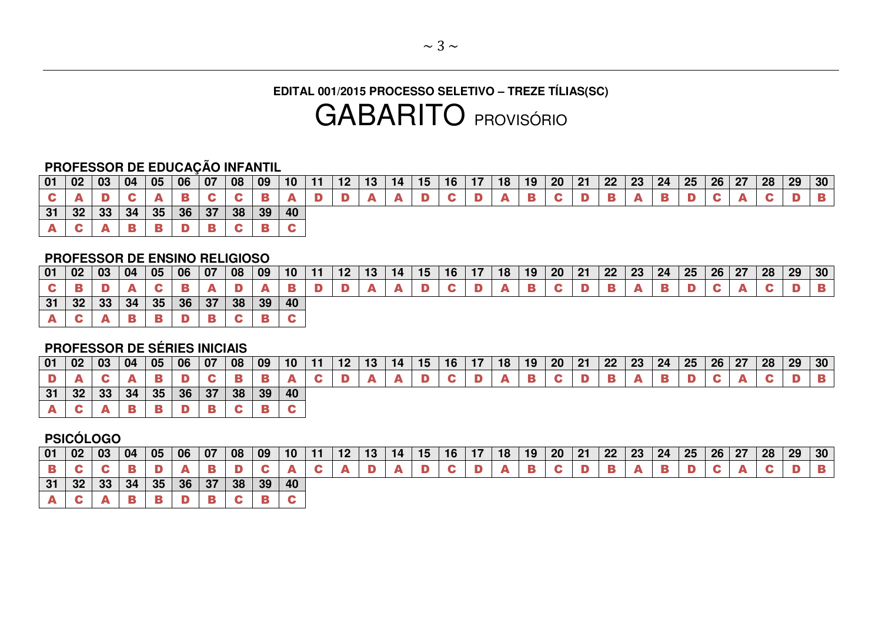**EDITAL 001/2015 PROCESSO SELETIVO – TREZE TÍLIAS(SC)**

# GABARITO PROVISÓRIO

### PROFESSOR DE EDUCAÇÃO INFANTIL

| 01 | 02 | 03 | 04 | 05 | 06 | 07 | 08 | 09 | 10 | 11 | 12 | 13 | 14 | 15 | 16 | 17 | 18 | 19 | 20 | 21 | 22 | 23 | 24 | 25 | 26 | 27 | 28 | 29 | 30 |
|---|---|---|---|---|---|---|---|---|---|---|---|---|---|---|---|---|---|---|---|---|---|---|---|---|---|---|---|---|---|
| C | A | D | C | A | B | C | C | B | A | D | D | A | A | D | C | D | A | B | C | D | B | A | B | D | C | A | C | D | B |

| 31 | 32 | 33 | 34 | 35 | 36 | 37 | 38 | 39 | 40 |
|---|---|---|---|---|---|---|---|---|---|
| A | C | A | B | B | D | B | C | B | C |

### PROFESSOR DE ENSINO RELIGIOSO

| 01 | 02 | 03 | 04 | 05 | 06 | 07 | 08 | 09 | 10 | 11 | 12 | 13 | 14 | 15 | 16 | 17 | 18 | 19 | 20 | 21 | 22 | 23 | 24 | 25 | 26 | 27 | 28 | 29 | 30 |
|---|---|---|---|---|---|---|---|---|---|---|---|---|---|---|---|---|---|---|---|---|---|---|---|---|---|---|---|---|---|
| C | B | D | A | C | B | A | D | A | B | D | D | A | A | D | C | D | A | B | C | D | B | A | B | D | C | A | C | D | B |

| 31 | 32 | 33 | 34 | 35 | 36 | 37 | 38 | 39 | 40 |
|---|---|---|---|---|---|---|---|---|---|
| A | C | A | B | B | D | B | C | B | C |

### PROFESSOR DE SÉRIES INICIAIS

| 01 | 02 | 03 | 04 | 05 | 06 | 07 | 08 | 09 | 10 | 11 | 12 | 13 | 14 | 15 | 16 | 17 | 18 | 19 | 20 | 21 | 22 | 23 | 24 | 25 | 26 | 27 | 28 | 29 | 30 |
|---|---|---|---|---|---|---|---|---|---|---|---|---|---|---|---|---|---|---|---|---|---|---|---|---|---|---|---|---|---|
| D | A | C | A | B | D | C | B | B | A | C | D | A | A | D | C | D | A | B | C | D | B | A | B | D | C | A | C | D | B |

| 31 | 32 | 33 | 34 | 35 | 36 | 37 | 38 | 39 | 40 |
|---|---|---|---|---|---|---|---|---|---|
| A | C | A | B | B | D | B | C | B | C |

### PSICÓLOGO

| 01 | 02 | 03 | 04 | 05 | 06 | 07 | 08 | 09 | 10 | 11 | 12 | 13 | 14 | 15 | 16 | 17 | 18 | 19 | 20 | 21 | 22 | 23 | 24 | 25 | 26 | 27 | 28 | 29 | 30 |
|---|---|---|---|---|---|---|---|---|---|---|---|---|---|---|---|---|---|---|---|---|---|---|---|---|---|---|---|---|---|
| B | C | C | B | D | A | B | D | C | A | C | A | D | A | D | C | D | A | B | C | D | B | A | B | D | C | A | C | D | B |

| 31 | 32 | 33 | 34 | 35 | 36 | 37 | 38 | 39 | 40 |
|---|---|---|---|---|---|---|---|---|---|
| A | C | A | B | B | D | B | C | B | C |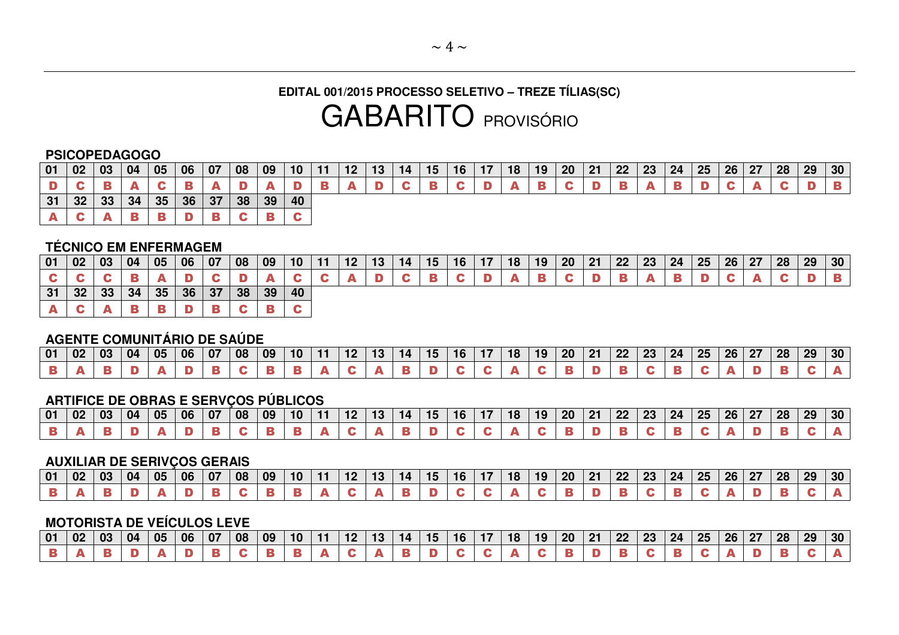**EDITAL 001/2015 PROCESSO SELETIVO – TREZE TÍLIAS(SC)**

# GABARITO PROVISÓRIO

### PSICOPEDAGOGO

| 01 | 02 | 03 | 04 | 05 | 06 | 07 | 08 | 09 | 10 | 11 | 12 | 13 | 14 | 15 | 16 | 17 | 18 | 19 | 20 | 21 | 22 | 23 | 24 | 25 | 26 | 27 | 28 | 29 | 30 |
|---|---|---|---|---|---|---|---|---|---|---|---|---|---|---|---|---|---|---|---|---|---|---|---|---|---|---|---|---|---|
| D | C | B | A | C | B | A | D | A | D | B | A | D | C | B | C | D | A | B | C | D | B | A | B | D | C | A | C | D | B |

| 31 | 32 | 33 | 34 | 35 | 36 | 37 | 38 | 39 | 40 |
|---|---|---|---|---|---|---|---|---|---|
| A | C | A | B | B | D | B | C | B | C |

### TÉCNICO EM ENFERMAGEM

| 01 | 02 | 03 | 04 | 05 | 06 | 07 | 08 | 09 | 10 | 11 | 12 | 13 | 14 | 15 | 16 | 17 | 18 | 19 | 20 | 21 | 22 | 23 | 24 | 25 | 26 | 27 | 28 | 29 | 30 |
|---|---|---|---|---|---|---|---|---|---|---|---|---|---|---|---|---|---|---|---|---|---|---|---|---|---|---|---|---|---|
| C | C | C | B | A | D | C | D | A | C | C | A | D | C | B | C | D | A | B | C | D | B | A | B | D | C | A | C | D | B |

| 31 | 32 | 33 | 34 | 35 | 36 | 37 | 38 | 39 | 40 |
|---|---|---|---|---|---|---|---|---|---|
| A | C | A | B | B | D | B | C | B | C |

### AGENTE COMUNITÁRIO DE SAÚDE

| 01 | 02 | 03 | 04 | 05 | 06 | 07 | 08 | 09 | 10 | 11 | 12 | 13 | 14 | 15 | 16 | 17 | 18 | 19 | 20 | 21 | 22 | 23 | 24 | 25 | 26 | 27 | 28 | 29 | 30 |
|---|---|---|---|---|---|---|---|---|---|---|---|---|---|---|---|---|---|---|---|---|---|---|---|---|---|---|---|---|---|
| B | A | B | D | A | D | B | C | B | B | A | C | A | B | D | C | C | A | C | B | D | B | C | B | C | A | D | B | C | A |

### ARTIFICE DE OBRAS E SERVÇOS PÚBLICOS

| 01 | 02 | 03 | 04 | 05 | 06 | 07 | 08 | 09 | 10 | 11 | 12 | 13 | 14 | 15 | 16 | 17 | 18 | 19 | 20 | 21 | 22 | 23 | 24 | 25 | 26 | 27 | 28 | 29 | 30 |
|---|---|---|---|---|---|---|---|---|---|---|---|---|---|---|---|---|---|---|---|---|---|---|---|---|---|---|---|---|---|
| B | A | B | D | A | D | B | C | B | B | A | C | A | B | D | C | C | A | C | B | D | B | C | B | C | A | D | B | C | A |

### AUXILIAR DE SERIVÇOS GERAIS

| 01 | 02 | 03 | 04 | 05 | 06 | 07 | 08 | 09 | 10 | 11 | 12 | 13 | 14 | 15 | 16 | 17 | 18 | 19 | 20 | 21 | 22 | 23 | 24 | 25 | 26 | 27 | 28 | 29 | 30 |
|---|---|---|---|---|---|---|---|---|---|---|---|---|---|---|---|---|---|---|---|---|---|---|---|---|---|---|---|---|---|
| B | A | B | D | A | D | B | C | B | B | A | C | A | B | D | C | C | A | C | B | D | B | C | B | C | A | D | B | C | A |

### MOTORISTA DE VEÍCULOS LEVE

| 01 | 02 | 03 | 04 | 05 | 06 | 07 | 08 | 09 | 10 | 11 | 12 | 13 | 14 | 15 | 16 | 17 | 18 | 19 | 20 | 21 | 22 | 23 | 24 | 25 | 26 | 27 | 28 | 29 | 30 |
|---|---|---|---|---|---|---|---|---|---|---|---|---|---|---|---|---|---|---|---|---|---|---|---|---|---|---|---|---|---|
| B | A | B | D | A | D | B | C | B | B | A | C | A | B | D | C | C | A | C | B | D | B | C | B | C | A | D | B | C | A |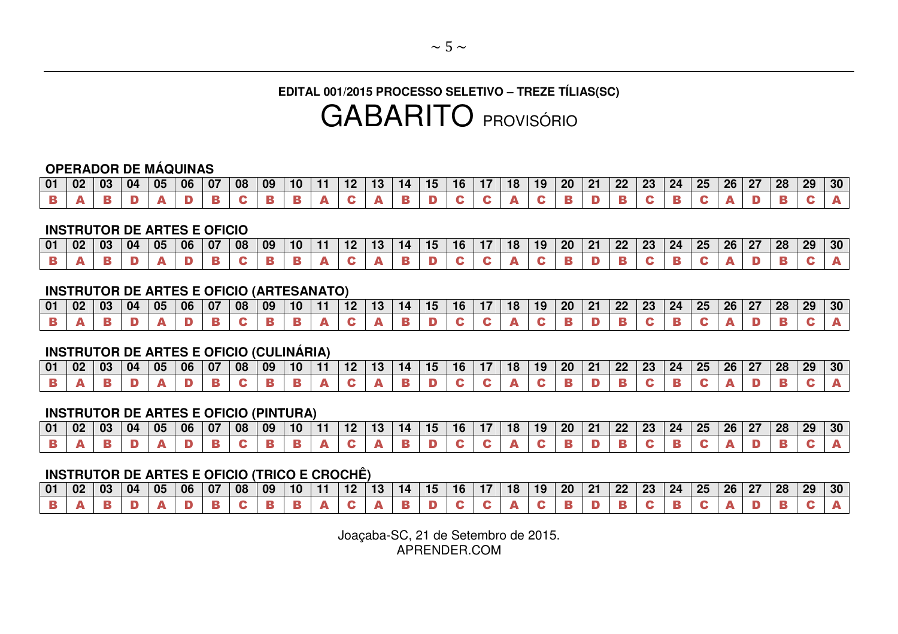**EDITAL 001/2015 PROCESSO SELETIVO – TREZE TÍLIAS(SC)**

# GABARITO PROVISÓRIO

**OPERADOR DE MÁQUINAS**

| 01 | 02 | 03 | 04 | 05 | 06 | 07 | 08 | 09 | 10 | 11 | 12 | 13 | 14 | 15 | 16 | 17 | 18 | 19 | 20 | 21 | 22 | 23 | 24 | 25 | 26 | 27 | 28 | 29 | 30 |
|---|---|---|---|---|---|---|---|---|---|---|---|---|---|---|---|---|---|---|---|---|---|---|---|---|---|---|---|---|---|
| B | A | B | D | A | D | B | C | B | B | A | C | A | B | D | C | C | A | C | B | D | B | C | B | C | A | D | B | C | A |

**INSTRUTOR DE ARTES E OFICIO**

| 01 | 02 | 03 | 04 | 05 | 06 | 07 | 08 | 09 | 10 | 11 | 12 | 13 | 14 | 15 | 16 | 17 | 18 | 19 | 20 | 21 | 22 | 23 | 24 | 25 | 26 | 27 | 28 | 29 | 30 |
|---|---|---|---|---|---|---|---|---|---|---|---|---|---|---|---|---|---|---|---|---|---|---|---|---|---|---|---|---|---|
| B | A | B | D | A | D | B | C | B | B | A | C | A | B | D | C | C | A | C | B | D | B | C | B | C | A | D | B | C | A |

**INSTRUTOR DE ARTES E OFICIO (ARTESANATO)**

| 01 | 02 | 03 | 04 | 05 | 06 | 07 | 08 | 09 | 10 | 11 | 12 | 13 | 14 | 15 | 16 | 17 | 18 | 19 | 20 | 21 | 22 | 23 | 24 | 25 | 26 | 27 | 28 | 29 | 30 |
|---|---|---|---|---|---|---|---|---|---|---|---|---|---|---|---|---|---|---|---|---|---|---|---|---|---|---|---|---|---|
| B | A | B | D | A | D | B | C | B | B | A | C | A | B | D | C | C | A | C | B | D | B | C | B | C | A | D | B | C | A |

**INSTRUTOR DE ARTES E OFICIO (CULINÁRIA)**

| 01 | 02 | 03 | 04 | 05 | 06 | 07 | 08 | 09 | 10 | 11 | 12 | 13 | 14 | 15 | 16 | 17 | 18 | 19 | 20 | 21 | 22 | 23 | 24 | 25 | 26 | 27 | 28 | 29 | 30 |
|---|---|---|---|---|---|---|---|---|---|---|---|---|---|---|---|---|---|---|---|---|---|---|---|---|---|---|---|---|---|
| B | A | B | D | A | D | B | C | B | B | A | C | A | B | D | C | C | A | C | B | D | B | C | B | C | A | D | B | C | A |

**INSTRUTOR DE ARTES E OFICIO (PINTURA)**

| 01 | 02 | 03 | 04 | 05 | 06 | 07 | 08 | 09 | 10 | 11 | 12 | 13 | 14 | 15 | 16 | 17 | 18 | 19 | 20 | 21 | 22 | 23 | 24 | 25 | 26 | 27 | 28 | 29 | 30 |
|---|---|---|---|---|---|---|---|---|---|---|---|---|---|---|---|---|---|---|---|---|---|---|---|---|---|---|---|---|---|
| B | A | B | D | A | D | B | C | B | B | A | C | A | B | D | C | C | A | C | B | D | B | C | B | C | A | D | B | C | A |

**INSTRUTOR DE ARTES E OFICIO (TRICO E CROCHÊ)**

| 01 | 02 | 03 | 04 | 05 | 06 | 07 | 08 | 09 | 10 | 11 | 12 | 13 | 14 | 15 | 16 | 17 | 18 | 19 | 20 | 21 | 22 | 23 | 24 | 25 | 26 | 27 | 28 | 29 | 30 |
|---|---|---|---|---|---|---|---|---|---|---|---|---|---|---|---|---|---|---|---|---|---|---|---|---|---|---|---|---|---|
| B | A | B | D | A | D | B | C | B | B | A | C | A | B | D | C | C | A | C | B | D | B | C | B | C | A | D | B | C | A |

Joaçaba-SC, 21 de Setembro de 2015.
APRENDER.COM